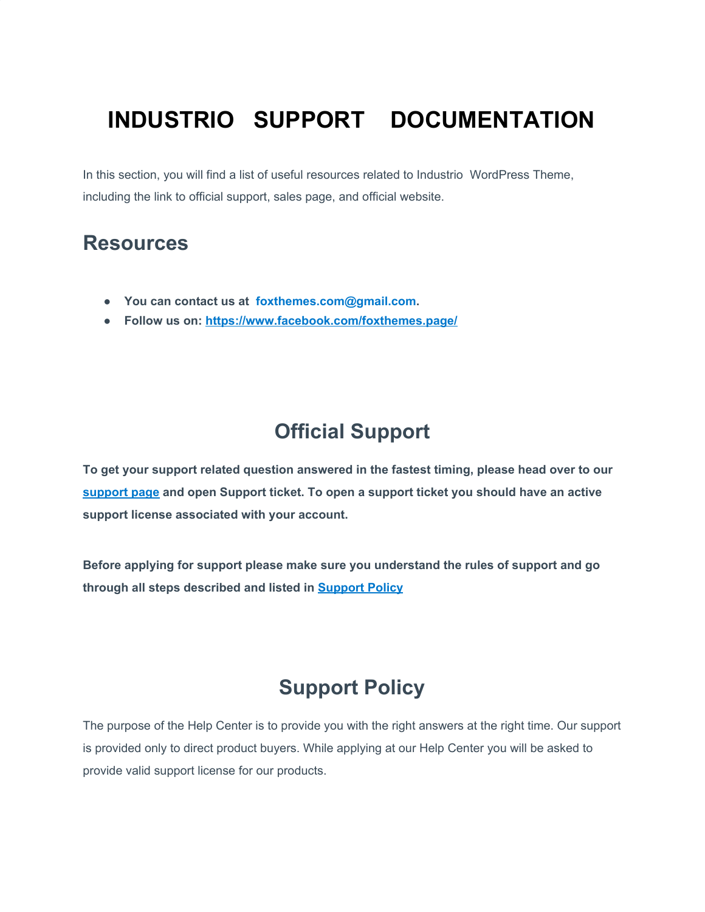# INDUSTRIO SUPPORT DOCUMENTATION

In this section, you will find a list of useful resources related to Industrio WordPress Theme, including the link to official support, sales page, and official website.

## Resources

- **You can contact us at foxthemes.com@gmail.com.**
- **Follow us on: [https://www.facebook.com/foxthemes.page/](https://www.facebook.com/foxthemes.page/)**

## Official Support

**To get your support related question answered in the fastest timing, please head over to our [support page](#) and open Support ticket. To open a support ticket you should have an active support license associated with your account.**

**Before applying for support please make sure you understand the rules of support and go through all steps described and listed in [Support Policy](#)**

## Support Policy

The purpose of the Help Center is to provide you with the right answers at the right time. Our support is provided only to direct product buyers. While applying at our Help Center you will be asked to provide valid support license for our products.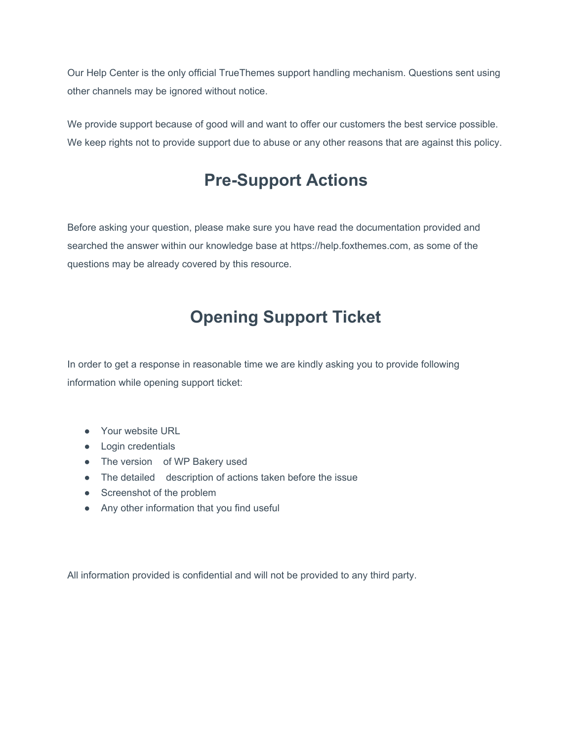Our Help Center is the only official TrueThemes support handling mechanism. Questions sent using other channels may be ignored without notice.

We provide support because of good will and want to offer our customers the best service possible. We keep rights not to provide support due to abuse or any other reasons that are against this policy.

## Pre-Support Actions

Before asking your question, please make sure you have read the documentation provided and searched the answer within our knowledge base at https://help.foxthemes.com, as some of the questions may be already covered by this resource.

## Opening Support Ticket

In order to get a response in reasonable time we are kindly asking you to provide following information while opening support ticket:

- Your website URL
- Login credentials
- The version of WP Bakery used
- The detailed description of actions taken before the issue
- Screenshot of the problem
- Any other information that you find useful

All information provided is confidential and will not be provided to any third party.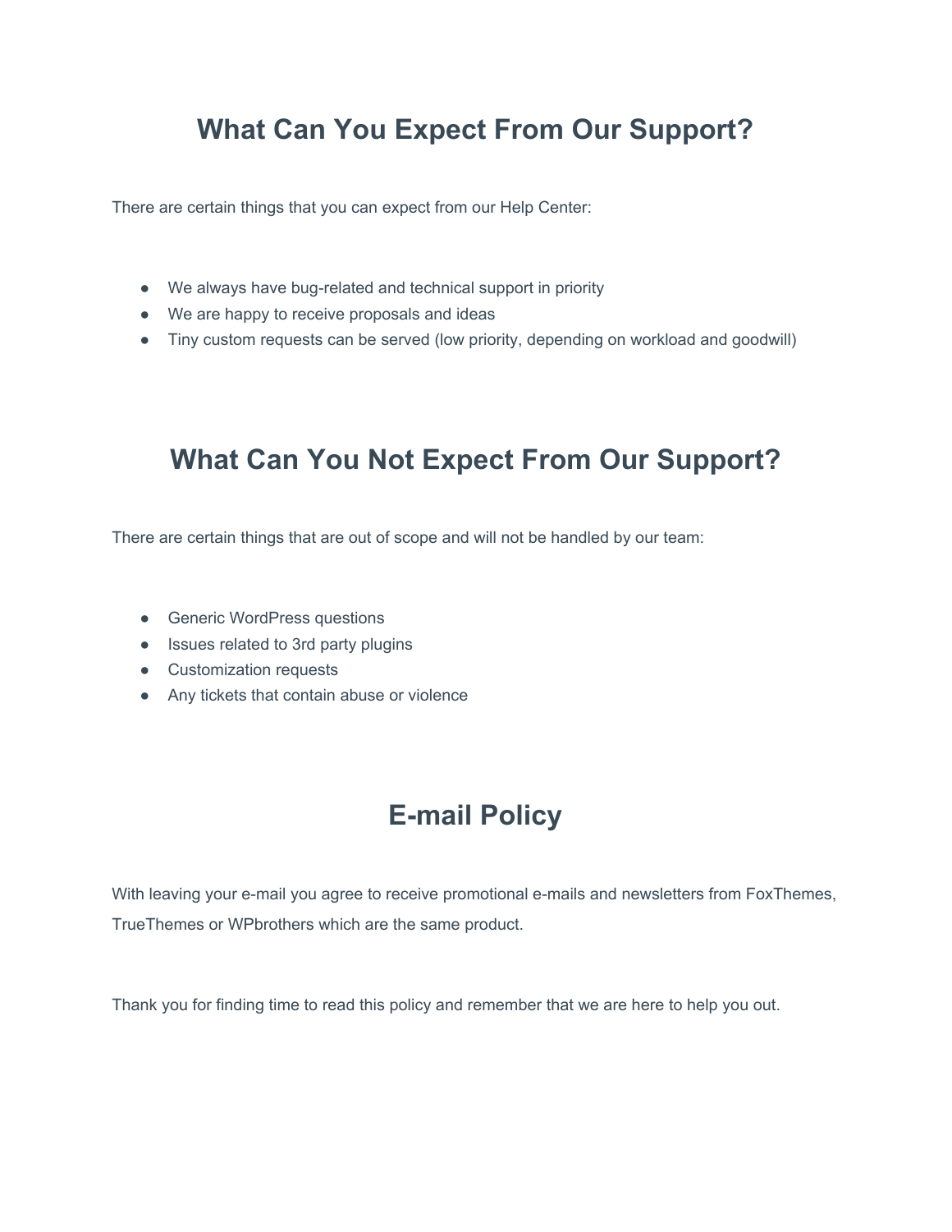## What Can You Expect From Our Support?

There are certain things that you can expect from our Help Center:

- We always have bug-related and technical support in priority
- We are happy to receive proposals and ideas
- Tiny custom requests can be served (low priority, depending on workload and goodwill)

## What Can You Not Expect From Our Support?

There are certain things that are out of scope and will not be handled by our team:

- Generic WordPress questions
- Issues related to 3rd party plugins
- Customization requests
- Any tickets that contain abuse or violence

## E-mail Policy

With leaving your e-mail you agree to receive promotional e-mails and newsletters from FoxThemes, TrueThemes or WPbrothers which are the same product.

Thank you for finding time to read this policy and remember that we are here to help you out.